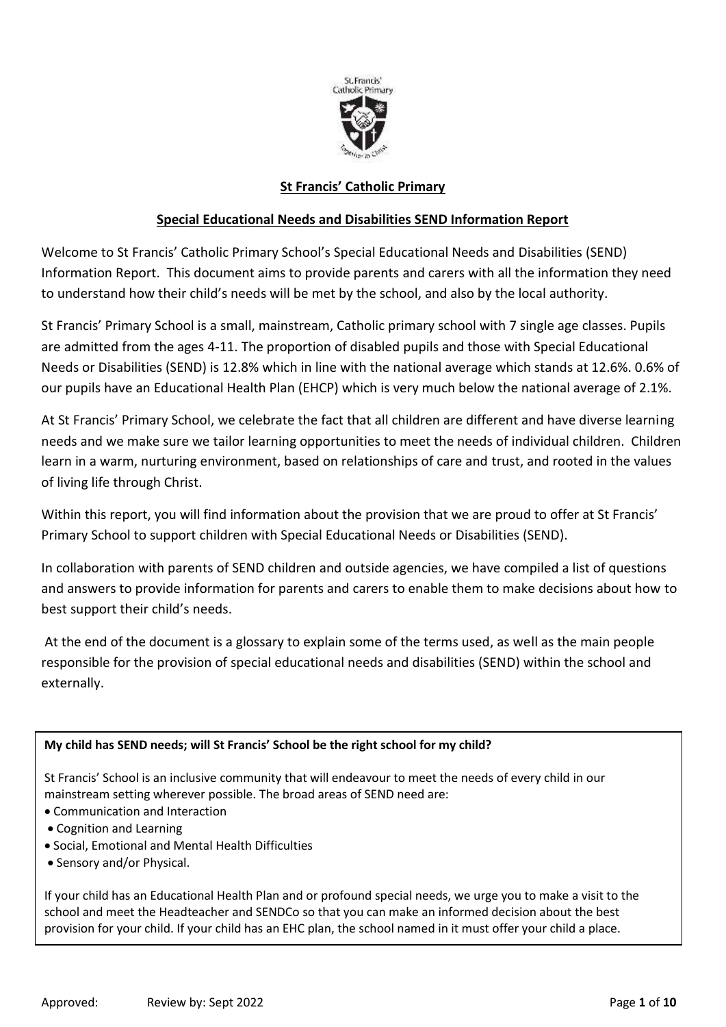# St Francis' Catholic Primary

## Special Educational Needs and Disabilities SEND Information Report

Welcome to St Francis' Catholic Primary School's Special Educational Needs and Disabilities (SEND) Information Report. This document aims to provide parents and carers with all the information they need to understand how their child's needs will be met by the school, and also by the local authority.

St Francis' Primary School is a small, mainstream, Catholic primary school with 7 single age classes. Pupils are admitted from the ages 4-11. The proportion of disabled pupils and those with Special Educational Needs or Disabilities (SEND) is 12.8% which in line with the national average which stands at 12.6%. 0.6% of our pupils have an Educational Health Plan (EHCP) which is very much below the national average of 2.1%.

At St Francis' Primary School, we celebrate the fact that all children are different and have diverse learning needs and we make sure we tailor learning opportunities to meet the needs of individual children. Children learn in a warm, nurturing environment, based on relationships of care and trust, and rooted in the values of living life through Christ.

Within this report, you will find information about the provision that we are proud to offer at St Francis' Primary School to support children with Special Educational Needs or Disabilities (SEND).

In collaboration with parents of SEND children and outside agencies, we have compiled a list of questions and answers to provide information for parents and carers to enable them to make decisions about how to best support their child's needs.

At the end of the document is a glossary to explain some of the terms used, as well as the main people responsible for the provision of special educational needs and disabilities (SEND) within the school and externally.

**My child has SEND needs; will St Francis' School be the right school for my child?**

St Francis' School is an inclusive community that will endeavour to meet the needs of every child in our mainstream setting wherever possible. The broad areas of SEND need are:

- Communication and Interaction
- Cognition and Learning
- Social, Emotional and Mental Health Difficulties
- Sensory and/or Physical.

If your child has an Educational Health Plan and or profound special needs, we urge you to make a visit to the school and meet the Headteacher and SENDCo so that you can make an informed decision about the best provision for your child. If your child has an EHC plan, the school named in it must offer your child a place.

Approved: Review by: Sept 2022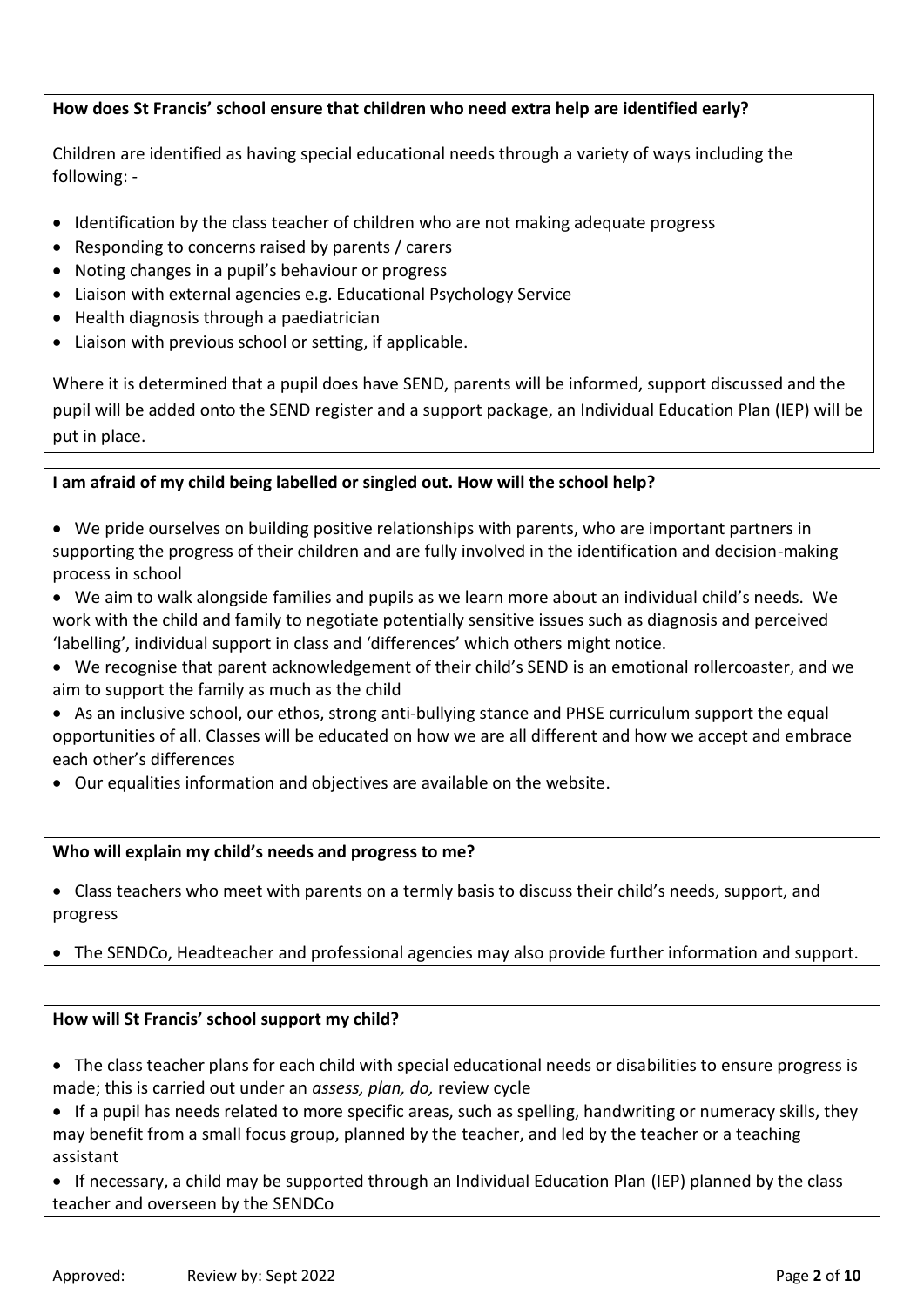### How does St Francis' school ensure that children who need extra help are identified early?

Children are identified as having special educational needs through a variety of ways including the following: -

- Identification by the class teacher of children who are not making adequate progress
- Responding to concerns raised by parents / carers
- Noting changes in a pupil's behaviour or progress
- Liaison with external agencies e.g. Educational Psychology Service
- Health diagnosis through a paediatrician
- Liaison with previous school or setting, if applicable.

Where it is determined that a pupil does have SEND, parents will be informed, support discussed and the pupil will be added onto the SEND register and a support package, an Individual Education Plan (IEP) will be put in place.

### I am afraid of my child being labelled or singled out. How will the school help?

- We pride ourselves on building positive relationships with parents, who are important partners in supporting the progress of their children and are fully involved in the identification and decision-making process in school
- We aim to walk alongside families and pupils as we learn more about an individual child's needs. We work with the child and family to negotiate potentially sensitive issues such as diagnosis and perceived 'labelling', individual support in class and 'differences' which others might notice.
- We recognise that parent acknowledgement of their child's SEND is an emotional rollercoaster, and we aim to support the family as much as the child
- As an inclusive school, our ethos, strong anti-bullying stance and PHSE curriculum support the equal opportunities of all. Classes will be educated on how we are all different and how we accept and embrace each other's differences
- Our equalities information and objectives are available on the website.

### Who will explain my child's needs and progress to me?

- Class teachers who meet with parents on a termly basis to discuss their child's needs, support, and progress
- The SENDCo, Headteacher and professional agencies may also provide further information and support.

### How will St Francis' school support my child?

- The class teacher plans for each child with special educational needs or disabilities to ensure progress is made; this is carried out under an *assess, plan, do,* review cycle
- If a pupil has needs related to more specific areas, such as spelling, handwriting or numeracy skills, they may benefit from a small focus group, planned by the teacher, and led by the teacher or a teaching assistant
- If necessary, a child may be supported through an Individual Education Plan (IEP) planned by the class teacher and overseen by the SENDCo

Approved: Review by: Sept 2022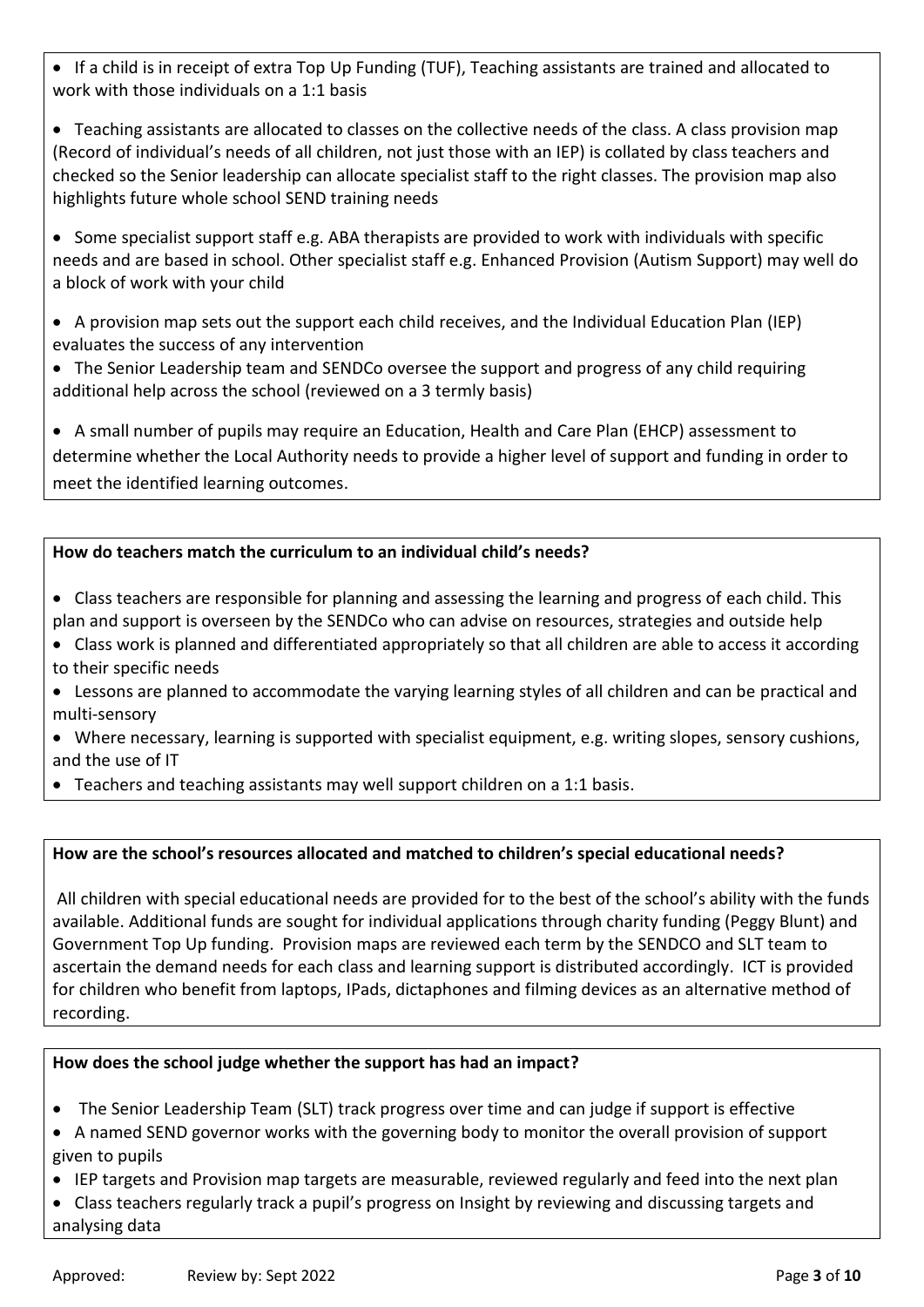- If a child is in receipt of extra Top Up Funding (TUF), Teaching assistants are trained and allocated to work with those individuals on a 1:1 basis
- Teaching assistants are allocated to classes on the collective needs of the class. A class provision map (Record of individual's needs of all children, not just those with an IEP) is collated by class teachers and checked so the Senior leadership can allocate specialist staff to the right classes. The provision map also highlights future whole school SEND training needs
- Some specialist support staff e.g. ABA therapists are provided to work with individuals with specific needs and are based in school. Other specialist staff e.g. Enhanced Provision (Autism Support) may well do a block of work with your child
- A provision map sets out the support each child receives, and the Individual Education Plan (IEP) evaluates the success of any intervention
- The Senior Leadership team and SENDCo oversee the support and progress of any child requiring additional help across the school (reviewed on a 3 termly basis)
- A small number of pupils may require an Education, Health and Care Plan (EHCP) assessment to determine whether the Local Authority needs to provide a higher level of support and funding in order to meet the identified learning outcomes.

**How do teachers match the curriculum to an individual child's needs?**

- Class teachers are responsible for planning and assessing the learning and progress of each child. This plan and support is overseen by the SENDCo who can advise on resources, strategies and outside help
- Class work is planned and differentiated appropriately so that all children are able to access it according to their specific needs
- Lessons are planned to accommodate the varying learning styles of all children and can be practical and multi-sensory
- Where necessary, learning is supported with specialist equipment, e.g. writing slopes, sensory cushions, and the use of IT
- Teachers and teaching assistants may well support children on a 1:1 basis.

**How are the school's resources allocated and matched to children's special educational needs?**

All children with special educational needs are provided for to the best of the school's ability with the funds available. Additional funds are sought for individual applications through charity funding (Peggy Blunt) and Government Top Up funding. Provision maps are reviewed each term by the SENDCO and SLT team to ascertain the demand needs for each class and learning support is distributed accordingly. ICT is provided for children who benefit from laptops, IPads, dictaphones and filming devices as an alternative method of recording.

**How does the school judge whether the support has had an impact?**

- The Senior Leadership Team (SLT) track progress over time and can judge if support is effective
- A named SEND governor works with the governing body to monitor the overall provision of support given to pupils
- IEP targets and Provision map targets are measurable, reviewed regularly and feed into the next plan
- Class teachers regularly track a pupil's progress on Insight by reviewing and discussing targets and analysing data

Approved: Review by: Sept 2022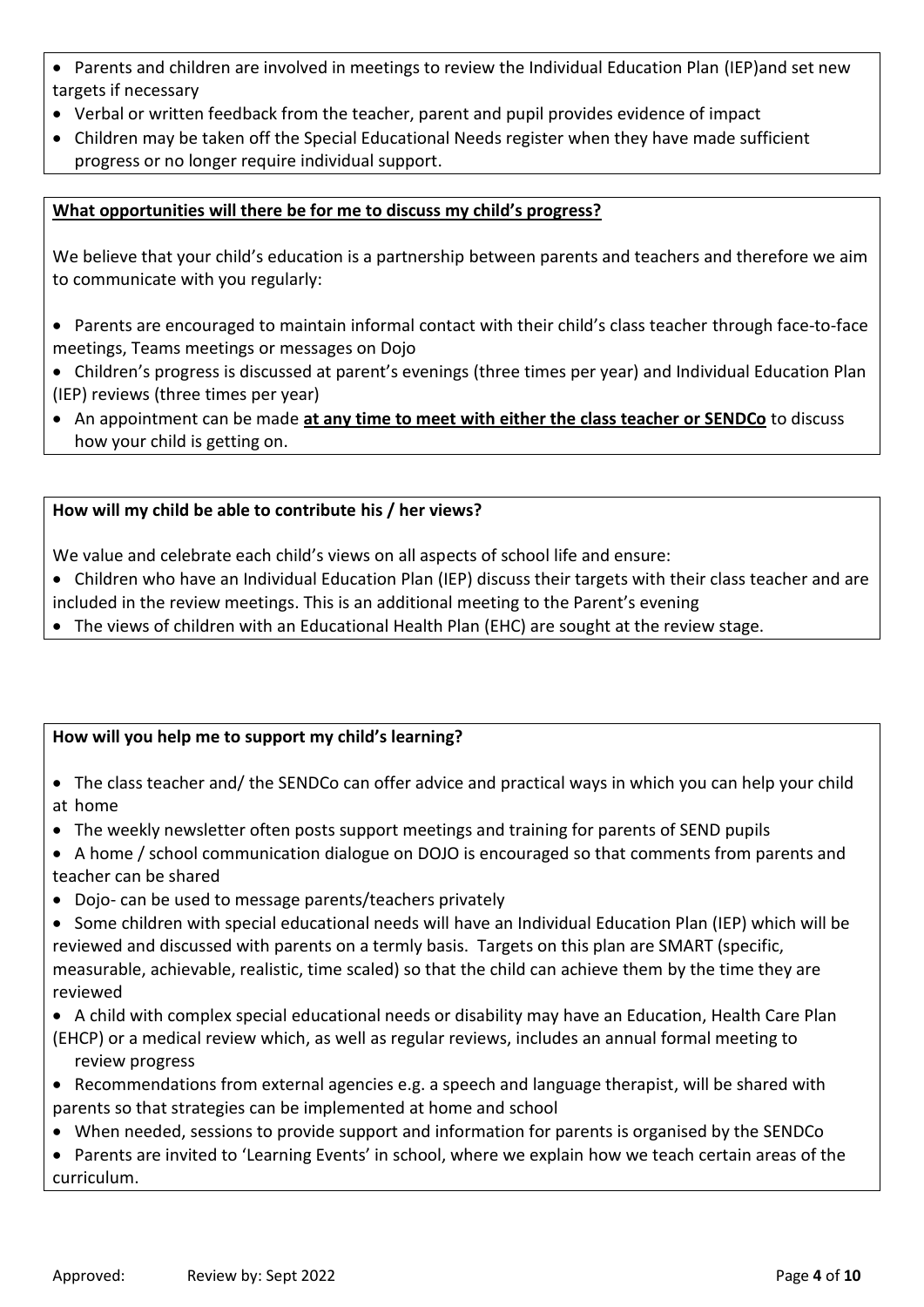- Parents and children are involved in meetings to review the Individual Education Plan (IEP)and set new targets if necessary
- Verbal or written feedback from the teacher, parent and pupil provides evidence of impact
- Children may be taken off the Special Educational Needs register when they have made sufficient progress or no longer require individual support.

**<u>What opportunities will there be for me to discuss my child's progress?</u>**

We believe that your child's education is a partnership between parents and teachers and therefore we aim to communicate with you regularly:

- Parents are encouraged to maintain informal contact with their child's class teacher through face-to-face meetings, Teams meetings or messages on Dojo
- Children's progress is discussed at parent's evenings (three times per year) and Individual Education Plan (IEP) reviews (three times per year)
- An appointment can be made **<u>at any time to meet with either the class teacher or SENDCo</u>** to discuss how your child is getting on.

**How will my child be able to contribute his / her views?**

We value and celebrate each child's views on all aspects of school life and ensure:

- Children who have an Individual Education Plan (IEP) discuss their targets with their class teacher and are included in the review meetings. This is an additional meeting to the Parent's evening
- The views of children with an Educational Health Plan (EHC) are sought at the review stage.

**How will you help me to support my child's learning?**

- The class teacher and/ the SENDCo can offer advice and practical ways in which you can help your child at home
- The weekly newsletter often posts support meetings and training for parents of SEND pupils
- A home / school communication dialogue on DOJO is encouraged so that comments from parents and teacher can be shared
- Dojo- can be used to message parents/teachers privately
- Some children with special educational needs will have an Individual Education Plan (IEP) which will be reviewed and discussed with parents on a termly basis. Targets on this plan are SMART (specific, measurable, achievable, realistic, time scaled) so that the child can achieve them by the time they are reviewed
- A child with complex special educational needs or disability may have an Education, Health Care Plan (EHCP) or a medical review which, as well as regular reviews, includes an annual formal meeting to review progress
- Recommendations from external agencies e.g. a speech and language therapist, will be shared with parents so that strategies can be implemented at home and school
- When needed, sessions to provide support and information for parents is organised by the SENDCo
- Parents are invited to 'Learning Events' in school, where we explain how we teach certain areas of the curriculum.

Approved: Review by: Sept 2022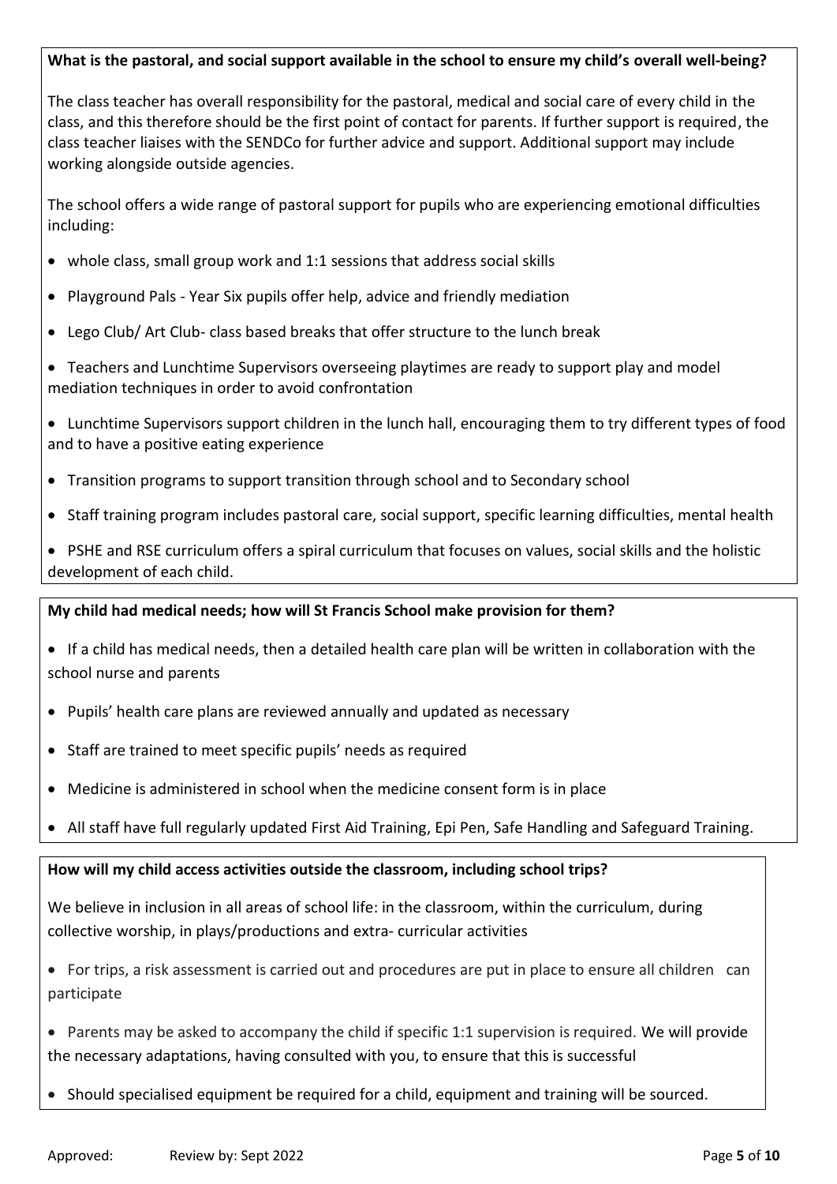**What is the pastoral, and social support available in the school to ensure my child's overall well-being?**

The class teacher has overall responsibility for the pastoral, medical and social care of every child in the class, and this therefore should be the first point of contact for parents. If further support is required, the class teacher liaises with the SENDCo for further advice and support. Additional support may include working alongside outside agencies.

The school offers a wide range of pastoral support for pupils who are experiencing emotional difficulties including:

- whole class, small group work and 1:1 sessions that address social skills
- Playground Pals - Year Six pupils offer help, advice and friendly mediation
- Lego Club/ Art Club- class based breaks that offer structure to the lunch break
- Teachers and Lunchtime Supervisors overseeing playtimes are ready to support play and model mediation techniques in order to avoid confrontation
- Lunchtime Supervisors support children in the lunch hall, encouraging them to try different types of food and to have a positive eating experience
- Transition programs to support transition through school and to Secondary school
- Staff training program includes pastoral care, social support, specific learning difficulties, mental health
- PSHE and RSE curriculum offers a spiral curriculum that focuses on values, social skills and the holistic development of each child.

**My child had medical needs; how will St Francis School make provision for them?**

- If a child has medical needs, then a detailed health care plan will be written in collaboration with the school nurse and parents
- Pupils' health care plans are reviewed annually and updated as necessary
- Staff are trained to meet specific pupils' needs as required
- Medicine is administered in school when the medicine consent form is in place
- All staff have full regularly updated First Aid Training, Epi Pen, Safe Handling and Safeguard Training.

**How will my child access activities outside the classroom, including school trips?**

We believe in inclusion in all areas of school life: in the classroom, within the curriculum, during collective worship, in plays/productions and extra- curricular activities

- For trips, a risk assessment is carried out and procedures are put in place to ensure all children can participate
- Parents may be asked to accompany the child if specific 1:1 supervision is required. We will provide the necessary adaptations, having consulted with you, to ensure that this is successful
- Should specialised equipment be required for a child, equipment and training will be sourced.

Approved: Review by: Sept 2022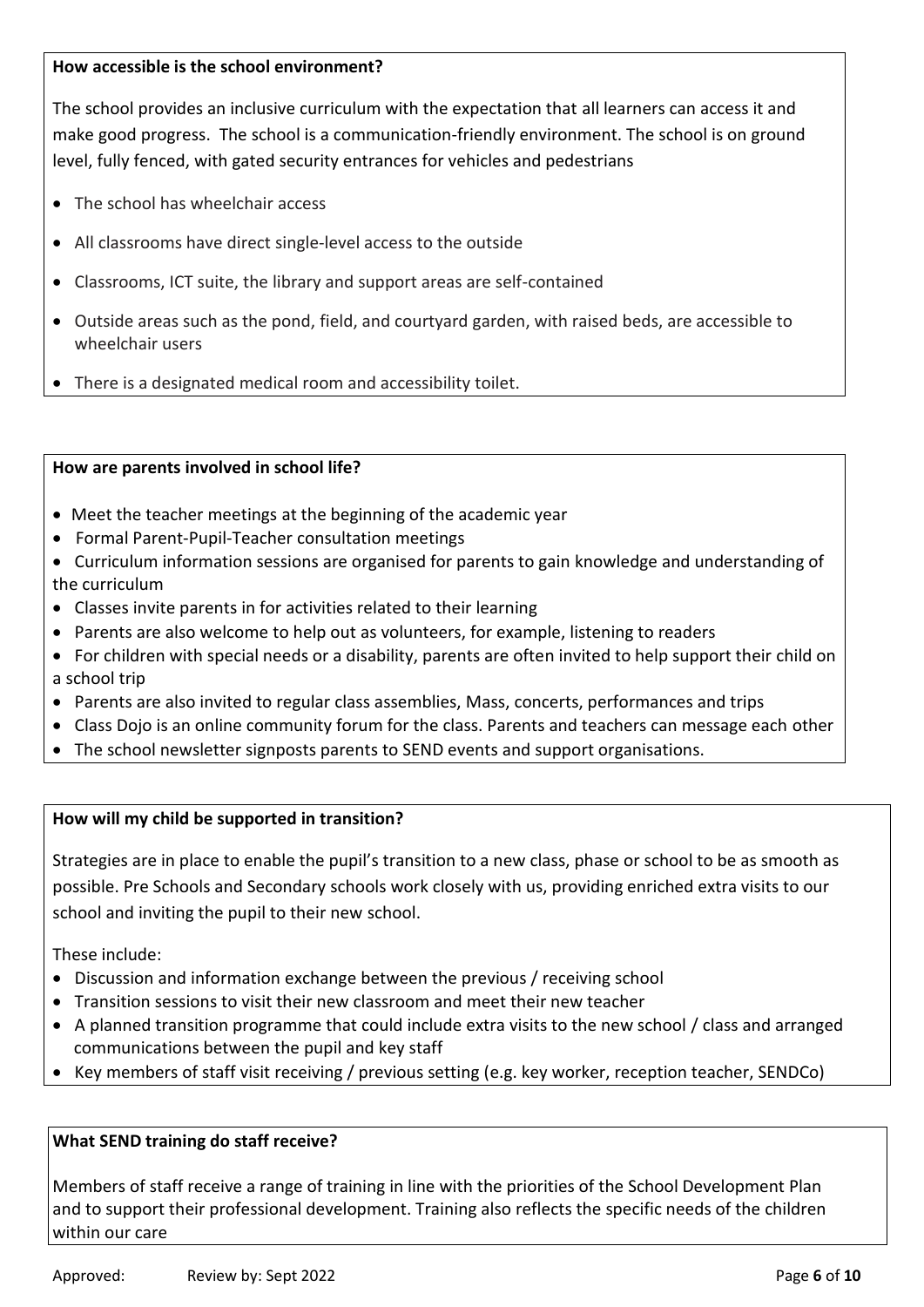**How accessible is the school environment?**

The school provides an inclusive curriculum with the expectation that all learners can access it and make good progress. The school is a communication-friendly environment. The school is on ground level, fully fenced, with gated security entrances for vehicles and pedestrians

- The school has wheelchair access
- All classrooms have direct single-level access to the outside
- Classrooms, ICT suite, the library and support areas are self-contained
- Outside areas such as the pond, field, and courtyard garden, with raised beds, are accessible to wheelchair users
- There is a designated medical room and accessibility toilet.

**How are parents involved in school life?**

- Meet the teacher meetings at the beginning of the academic year
- Formal Parent-Pupil-Teacher consultation meetings
- Curriculum information sessions are organised for parents to gain knowledge and understanding of the curriculum
- Classes invite parents in for activities related to their learning
- Parents are also welcome to help out as volunteers, for example, listening to readers
- For children with special needs or a disability, parents are often invited to help support their child on a school trip
- Parents are also invited to regular class assemblies, Mass, concerts, performances and trips
- Class Dojo is an online community forum for the class. Parents and teachers can message each other
- The school newsletter signposts parents to SEND events and support organisations.

**How will my child be supported in transition?**

Strategies are in place to enable the pupil's transition to a new class, phase or school to be as smooth as possible. Pre Schools and Secondary schools work closely with us, providing enriched extra visits to our school and inviting the pupil to their new school.

These include:

- Discussion and information exchange between the previous / receiving school
- Transition sessions to visit their new classroom and meet their new teacher
- A planned transition programme that could include extra visits to the new school / class and arranged communications between the pupil and key staff
- Key members of staff visit receiving / previous setting (e.g. key worker, reception teacher, SENDCo)

**What SEND training do staff receive?**

Members of staff receive a range of training in line with the priorities of the School Development Plan and to support their professional development. Training also reflects the specific needs of the children within our care

Approved: Review by: Sept 2022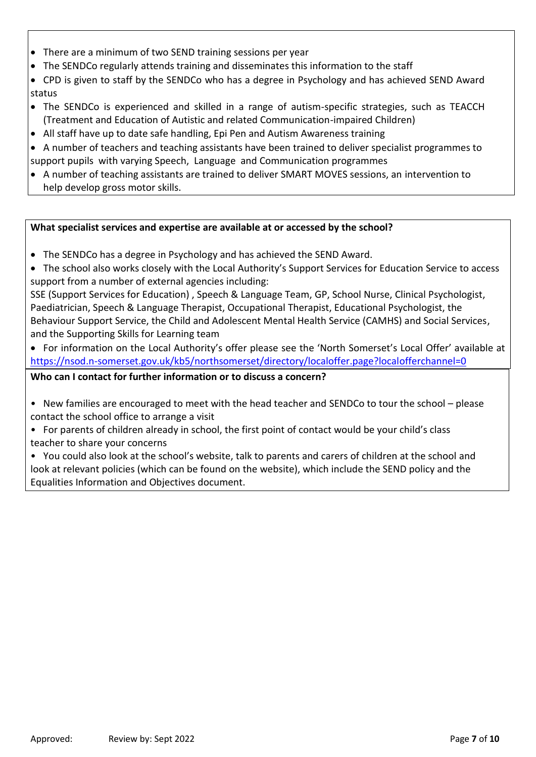- There are a minimum of two SEND training sessions per year
- The SENDCo regularly attends training and disseminates this information to the staff
- CPD is given to staff by the SENDCo who has a degree in Psychology and has achieved SEND Award status
- The SENDCo is experienced and skilled in a range of autism-specific strategies, such as TEACCH (Treatment and Education of Autistic and related Communication-impaired Children)
- All staff have up to date safe handling, Epi Pen and Autism Awareness training
- A number of teachers and teaching assistants have been trained to deliver specialist programmes to support pupils with varying Speech, Language and Communication programmes
- A number of teaching assistants are trained to deliver SMART MOVES sessions, an intervention to help develop gross motor skills.

**What specialist services and expertise are available at or accessed by the school?**

- The SENDCo has a degree in Psychology and has achieved the SEND Award.
- The school also works closely with the Local Authority's Support Services for Education Service to access support from a number of external agencies including:
  SSE (Support Services for Education) , Speech & Language Team, GP, School Nurse, Clinical Psychologist, Paediatrician, Speech & Language Therapist, Occupational Therapist, Educational Psychologist, the Behaviour Support Service, the Child and Adolescent Mental Health Service (CAMHS) and Social Services, and the Supporting Skills for Learning team
- For information on the Local Authority's offer please see the 'North Somerset's Local Offer' available at https://nsod.n-somerset.gov.uk/kb5/northsomerset/directory/localoffer.page?localofferchannel=0

**Who can I contact for further information or to discuss a concern?**

- New families are encouraged to meet with the head teacher and SENDCo to tour the school – please contact the school office to arrange a visit
- For parents of children already in school, the first point of contact would be your child's class teacher to share your concerns
- You could also look at the school's website, talk to parents and carers of children at the school and look at relevant policies (which can be found on the website), which include the SEND policy and the Equalities Information and Objectives document.

Approved: Review by: Sept 2022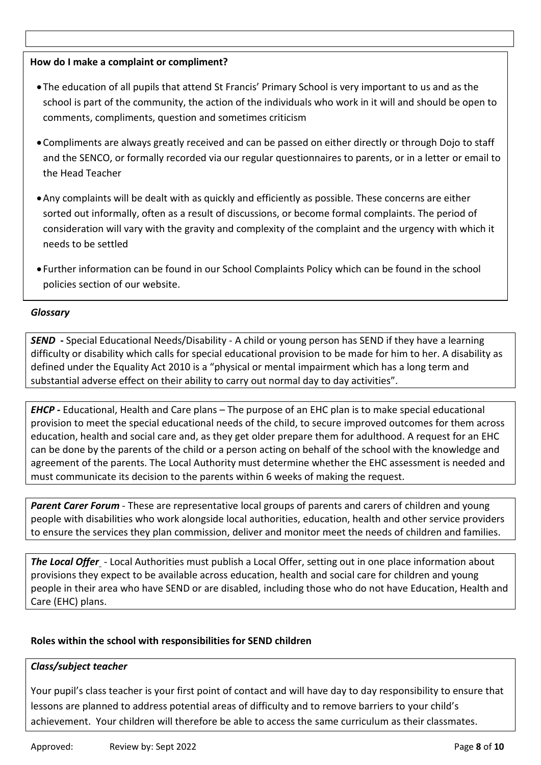**How do I make a complaint or compliment?**

- The education of all pupils that attend St Francis' Primary School is very important to us and as the school is part of the community, the action of the individuals who work in it will and should be open to comments, compliments, question and sometimes criticism
- Compliments are always greatly received and can be passed on either directly or through Dojo to staff and the SENCO, or formally recorded via our regular questionnaires to parents, or in a letter or email to the Head Teacher
- Any complaints will be dealt with as quickly and efficiently as possible. These concerns are either sorted out informally, often as a result of discussions, or become formal complaints. The period of consideration will vary with the gravity and complexity of the complaint and the urgency with which it needs to be settled
- Further information can be found in our School Complaints Policy which can be found in the school policies section of our website.

***Glossary***

***SEND*** **-** Special Educational Needs/Disability - A child or young person has SEND if they have a learning difficulty or disability which calls for special educational provision to be made for him to her. A disability as defined under the Equality Act 2010 is a "physical or mental impairment which has a long term and substantial adverse effect on their ability to carry out normal day to day activities".

***EHCP -*** Educational, Health and Care plans – The purpose of an EHC plan is to make special educational provision to meet the special educational needs of the child, to secure improved outcomes for them across education, health and social care and, as they get older prepare them for adulthood. A request for an EHC can be done by the parents of the child or a person acting on behalf of the school with the knowledge and agreement of the parents. The Local Authority must determine whether the EHC assessment is needed and must communicate its decision to the parents within 6 weeks of making the request.

***Parent Carer Forum*** - These are representative local groups of parents and carers of children and young people with disabilities who work alongside local authorities, education, health and other service providers to ensure the services they plan commission, deliver and monitor meet the needs of children and families.

***The Local Offer*** - Local Authorities must publish a Local Offer, setting out in one place information about provisions they expect to be available across education, health and social care for children and young people in their area who have SEND or are disabled, including those who do not have Education, Health and Care (EHC) plans.

**Roles within the school with responsibilities for SEND children**

***Class/subject teacher***

Your pupil's class teacher is your first point of contact and will have day to day responsibility to ensure that lessons are planned to address potential areas of difficulty and to remove barriers to your child's achievement. Your children will therefore be able to access the same curriculum as their classmates.

Approved: Review by: Sept 2022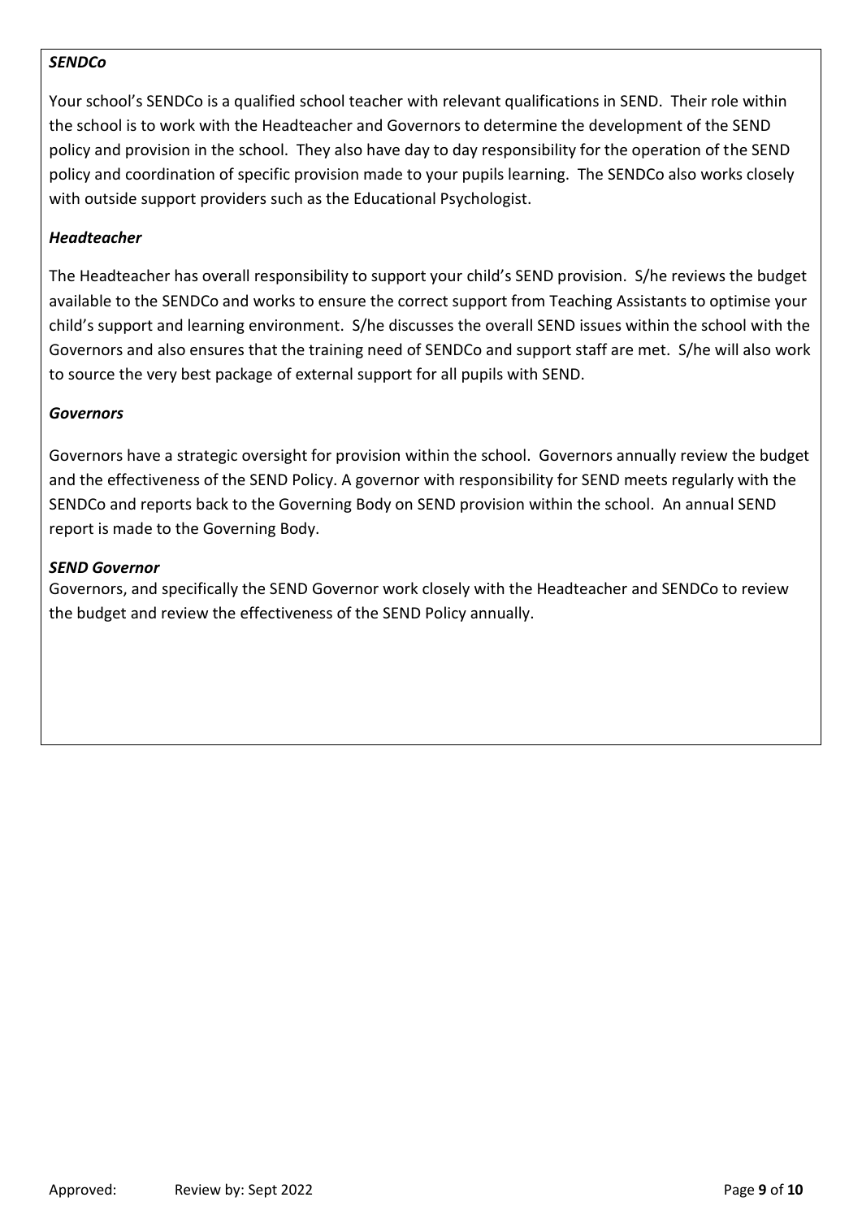***SENDCo***

Your school's SENDCo is a qualified school teacher with relevant qualifications in SEND. Their role within the school is to work with the Headteacher and Governors to determine the development of the SEND policy and provision in the school. They also have day to day responsibility for the operation of the SEND policy and coordination of specific provision made to your pupils learning. The SENDCo also works closely with outside support providers such as the Educational Psychologist.

***Headteacher***

The Headteacher has overall responsibility to support your child's SEND provision. S/he reviews the budget available to the SENDCo and works to ensure the correct support from Teaching Assistants to optimise your child's support and learning environment. S/he discusses the overall SEND issues within the school with the Governors and also ensures that the training need of SENDCo and support staff are met. S/he will also work to source the very best package of external support for all pupils with SEND.

***Governors***

Governors have a strategic oversight for provision within the school. Governors annually review the budget and the effectiveness of the SEND Policy. A governor with responsibility for SEND meets regularly with the SENDCo and reports back to the Governing Body on SEND provision within the school. An annual SEND report is made to the Governing Body.

***SEND Governor***

Governors, and specifically the SEND Governor work closely with the Headteacher and SENDCo to review the budget and review the effectiveness of the SEND Policy annually.